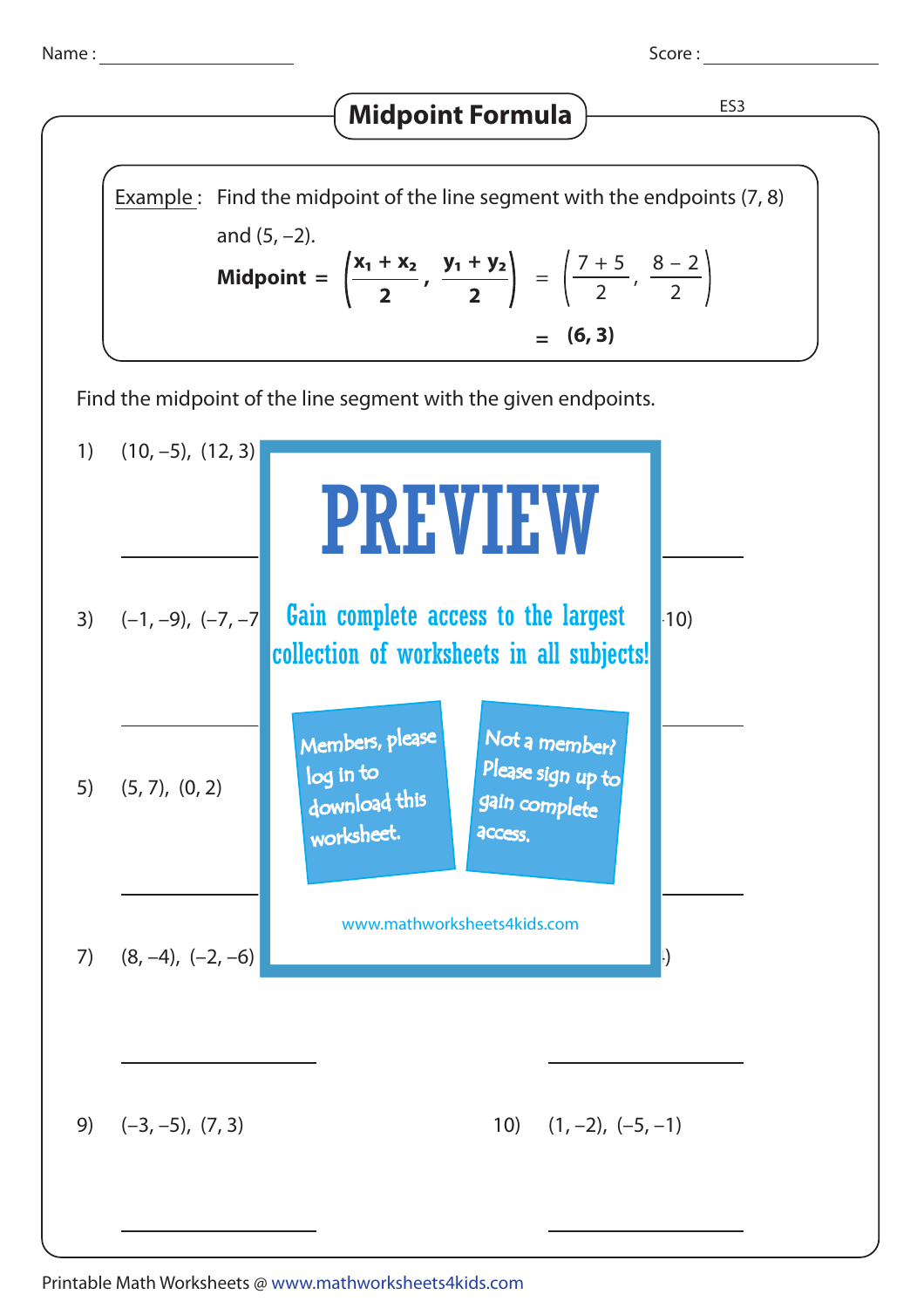Name : ____________________ Score : ____________________

# Midpoint Formula

ES3

**Example :** Find the midpoint of the line segment with the endpoints (7, 8) and (5, –2).

$$\textbf{Midpoint} = \left(\frac{x_1 + x_2}{2}, \frac{y_1 + y_2}{2}\right) = \left(\frac{7+5}{2}, \frac{8-2}{2}\right)$$

$$= \textbf{(6, 3)}$$

Find the midpoint of the line segment with the given endpoints.

1) (10, –5), (12, 3)

3) (–1, –9), (–7, –7

5) (5, 7), (0, 2)

7) (8, –4), (–2, –6)

9) (–3, –5), (7, 3)

10) (1, –2), (–5, –1)

PREVIEW

Gain complete access to the largest collection of worksheets in all subjects!

Members, please log in to download this worksheet.

Not a member? Please sign up to gain complete access.

www.mathworksheets4kids.com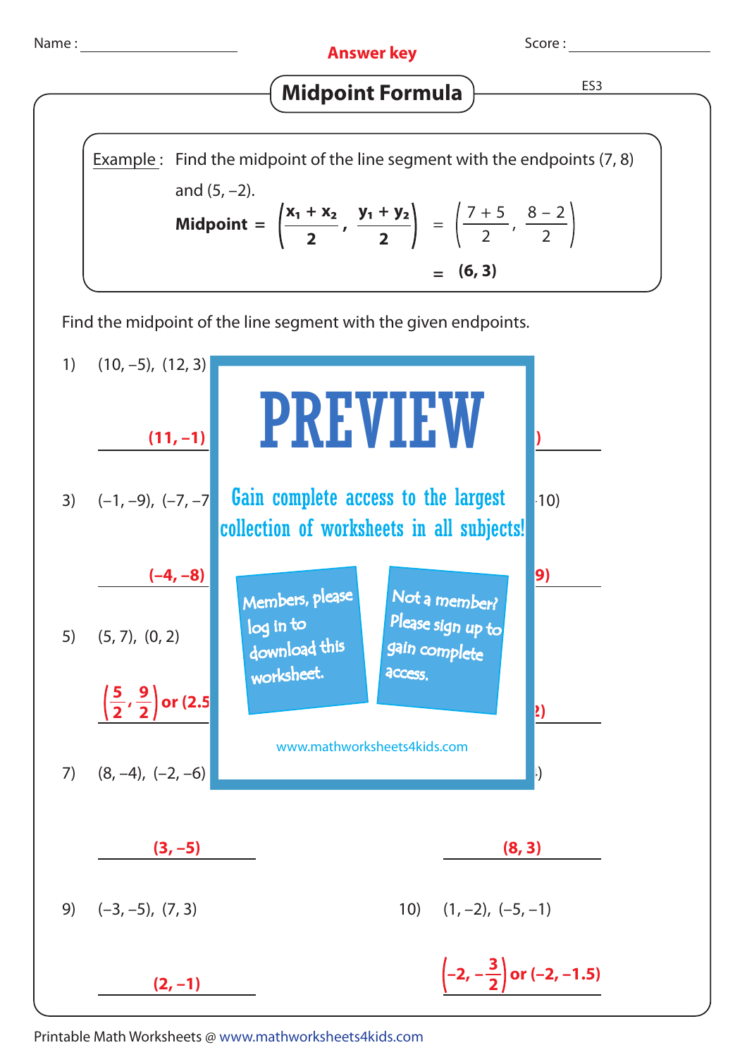Name : ________________

**Answer key**

Score : ________________

# Midpoint Formula

ES3

Example : Find the midpoint of the line segment with the endpoints (7, 8) and (5, –2).

$$\textbf{Midpoint} = \left(\frac{x_1 + x_2}{2}, \frac{y_1 + y_2}{2}\right) = \left(\frac{7 + 5}{2}, \frac{8 - 2}{2}\right)$$

$$= \textbf{(6, 3)}$$

Find the midpoint of the line segment with the given endpoints.

1) (10, –5), (12, 3)

**(11, –1)**

**)**

3) (–1, –9), (–7, –7

10)

**(–4, –8)**

**9)**

5) (5, 7), (0, 2)

$\left(\frac{5}{2}, \frac{9}{2}\right)$ **or (2.5**

**2)**

7) (8, –4), (–2, –6)

)

**(3, –5)**

**(8, 3)**

9) (–3, –5), (7, 3)

10) (1, –2), (–5, –1)

**(2, –1)**

$\left(-2, -\frac{3}{2}\right)$ **or (–2, –1.5)**

PREVIEW

Gain complete access to the largest collection of worksheets in all subjects!

Members, please log in to download this worksheet.

Not a member? Please sign up to gain complete access.

www.mathworksheets4kids.com

Printable Math Worksheets @ www.mathworksheets4kids.com